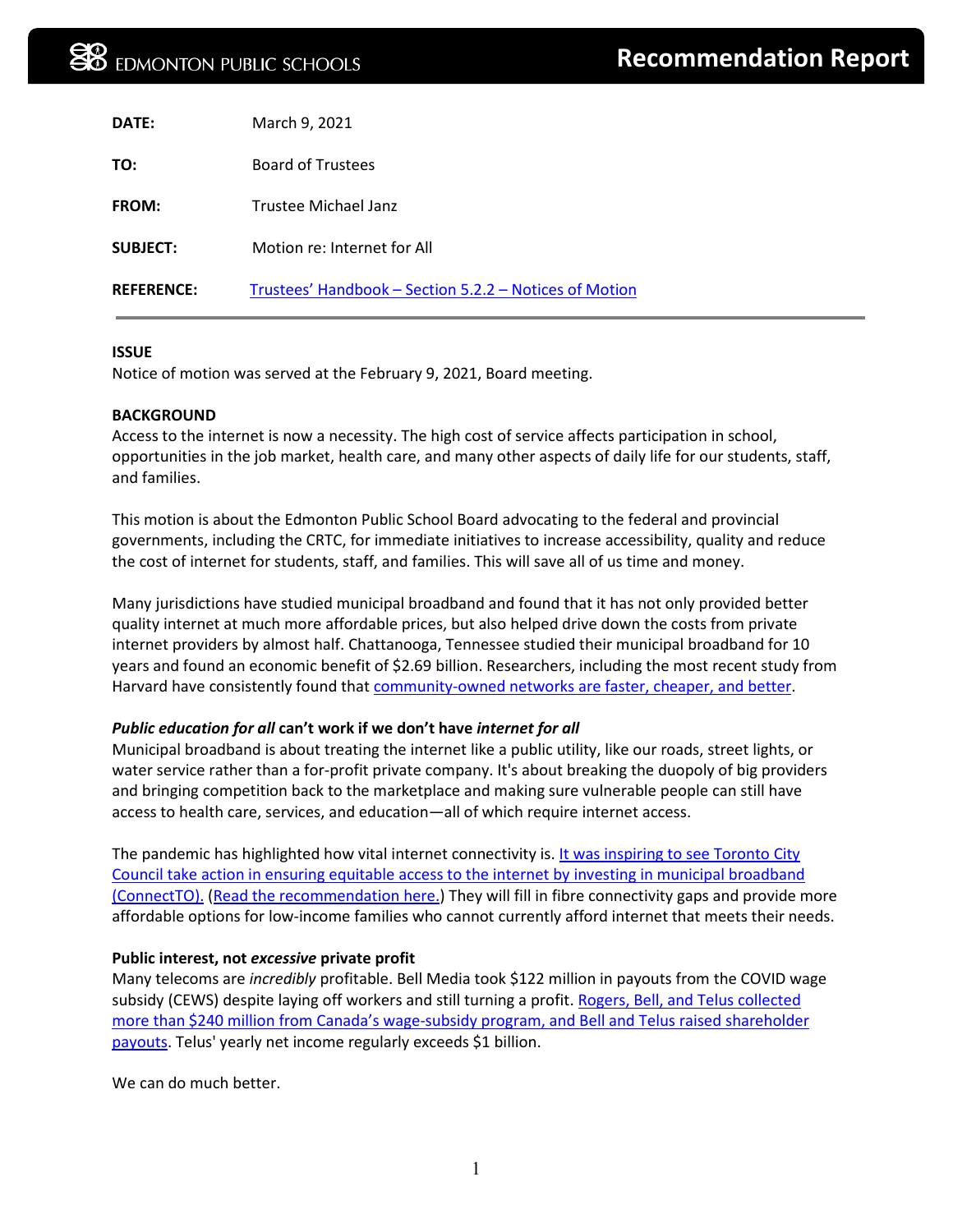EDMONTON PUBLIC SCHOOLS

# Recommendation Report

| | |
|---|---|
| **DATE:** | March 9, 2021 |
| **TO:** | Board of Trustees |
| **FROM:** | Trustee Michael Janz |
| **SUBJECT:** | Motion re: Internet for All |
| **REFERENCE:** | Trustees' Handbook – Section 5.2.2 – Notices of Motion |

**ISSUE**

Notice of motion was served at the February 9, 2021, Board meeting.

**BACKGROUND**

Access to the internet is now a necessity. The high cost of service affects participation in school, opportunities in the job market, health care, and many other aspects of daily life for our students, staff, and families.

This motion is about the Edmonton Public School Board advocating to the federal and provincial governments, including the CRTC, for immediate initiatives to increase accessibility, quality and reduce the cost of internet for students, staff, and families. This will save all of us time and money.

Many jurisdictions have studied municipal broadband and found that it has not only provided better quality internet at much more affordable prices, but also helped drive down the costs from private internet providers by almost half. Chattanooga, Tennessee studied their municipal broadband for 10 years and found an economic benefit of $2.69 billion. Researchers, including the most recent study from Harvard have consistently found that community-owned networks are faster, cheaper, and better.

***Public education for all* can't work if we don't have *internet for all***

Municipal broadband is about treating the internet like a public utility, like our roads, street lights, or water service rather than a for-profit private company. It's about breaking the duopoly of big providers and bringing competition back to the marketplace and making sure vulnerable people can still have access to health care, services, and education—all of which require internet access.

The pandemic has highlighted how vital internet connectivity is. It was inspiring to see Toronto City Council take action in ensuring equitable access to the internet by investing in municipal broadband (ConnectTO). (Read the recommendation here.) They will fill in fibre connectivity gaps and provide more affordable options for low-income families who cannot currently afford internet that meets their needs.

**Public interest, not *excessive* private profit**

Many telecoms are *incredibly* profitable. Bell Media took $122 million in payouts from the COVID wage subsidy (CEWS) despite laying off workers and still turning a profit. Rogers, Bell, and Telus collected more than $240 million from Canada's wage-subsidy program, and Bell and Telus raised shareholder payouts. Telus' yearly net income regularly exceeds $1 billion.

We can do much better.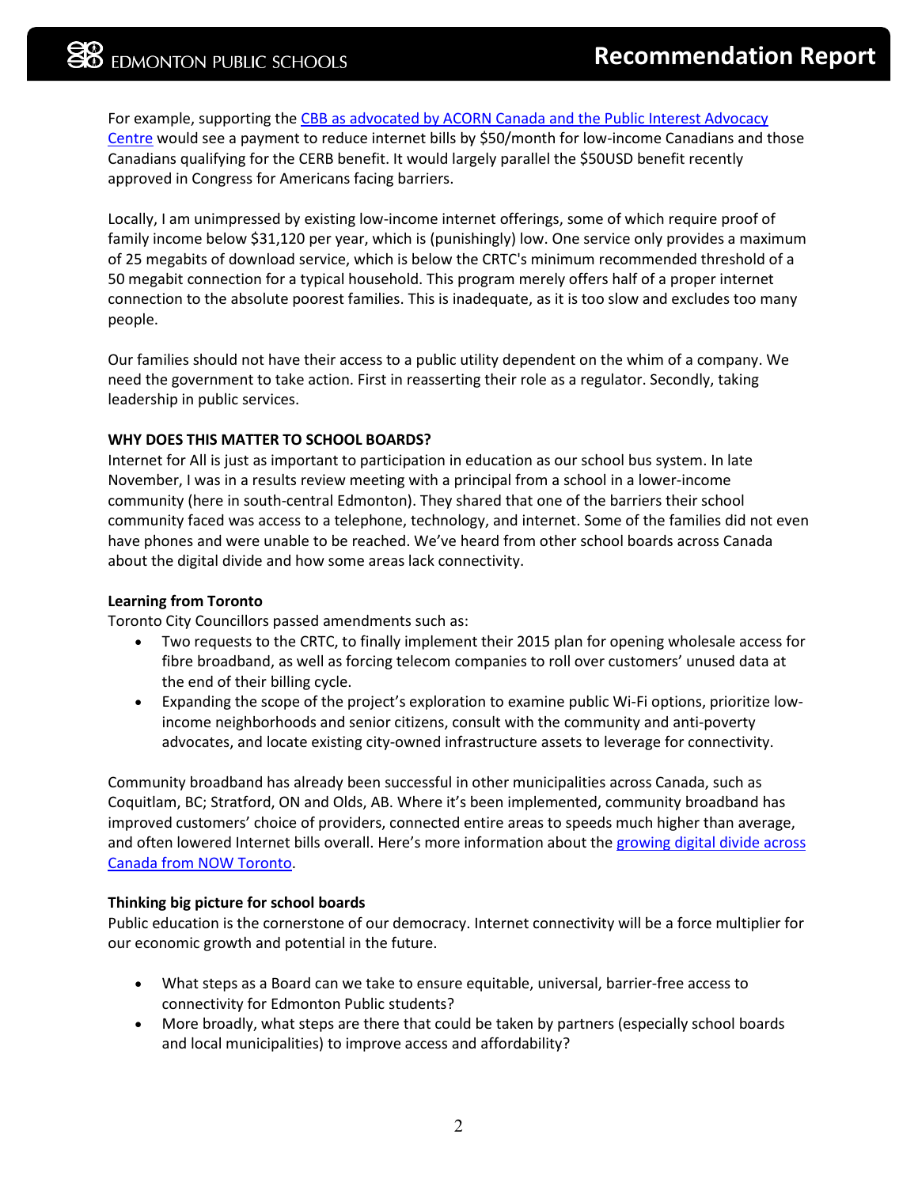For example, supporting the [CBB as advocated by ACORN Canada and the Public Interest Advocacy Centre] would see a payment to reduce internet bills by $50/month for low-income Canadians and those Canadians qualifying for the CERB benefit. It would largely parallel the $50USD benefit recently approved in Congress for Americans facing barriers.

Locally, I am unimpressed by existing low-income internet offerings, some of which require proof of family income below $31,120 per year, which is (punishingly) low. One service only provides a maximum of 25 megabits of download service, which is below the CRTC's minimum recommended threshold of a 50 megabit connection for a typical household. This program merely offers half of a proper internet connection to the absolute poorest families. This is inadequate, as it is too slow and excludes too many people.

Our families should not have their access to a public utility dependent on the whim of a company. We need the government to take action. First in reasserting their role as a regulator. Secondly, taking leadership in public services.

**WHY DOES THIS MATTER TO SCHOOL BOARDS?**

Internet for All is just as important to participation in education as our school bus system. In late November, I was in a results review meeting with a principal from a school in a lower-income community (here in south-central Edmonton). They shared that one of the barriers their school community faced was access to a telephone, technology, and internet. Some of the families did not even have phones and were unable to be reached. We've heard from other school boards across Canada about the digital divide and how some areas lack connectivity.

**Learning from Toronto**

Toronto City Councillors passed amendments such as:

- Two requests to the CRTC, to finally implement their 2015 plan for opening wholesale access for fibre broadband, as well as forcing telecom companies to roll over customers' unused data at the end of their billing cycle.
- Expanding the scope of the project's exploration to examine public Wi-Fi options, prioritize low-income neighborhoods and senior citizens, consult with the community and anti-poverty advocates, and locate existing city-owned infrastructure assets to leverage for connectivity.

Community broadband has already been successful in other municipalities across Canada, such as Coquitlam, BC; Stratford, ON and Olds, AB. Where it's been implemented, community broadband has improved customers' choice of providers, connected entire areas to speeds much higher than average, and often lowered Internet bills overall. Here's more information about the [growing digital divide across Canada from NOW Toronto].

**Thinking big picture for school boards**

Public education is the cornerstone of our democracy. Internet connectivity will be a force multiplier for our economic growth and potential in the future.

- What steps as a Board can we take to ensure equitable, universal, barrier-free access to connectivity for Edmonton Public students?
- More broadly, what steps are there that could be taken by partners (especially school boards and local municipalities) to improve access and affordability?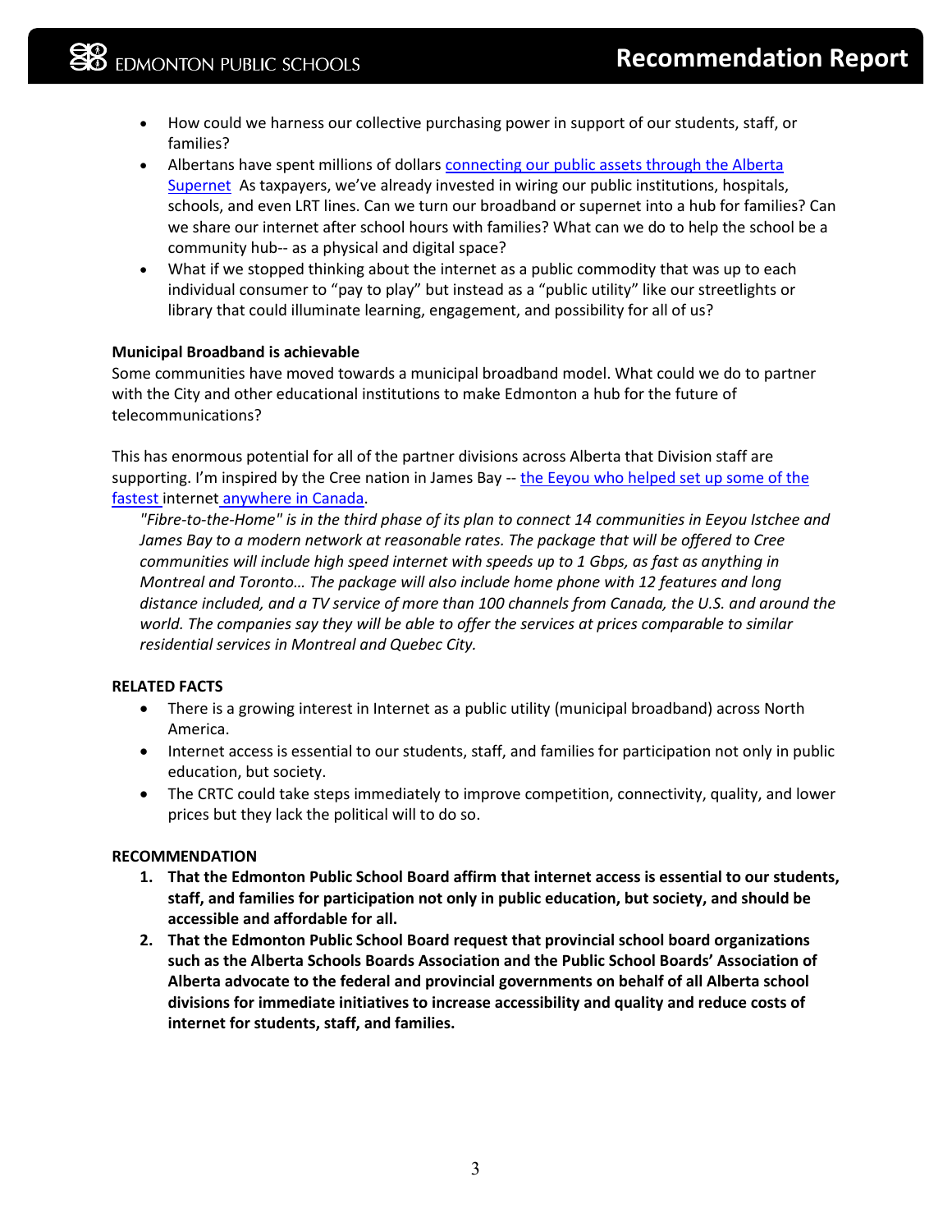- How could we harness our collective purchasing power in support of our students, staff, or families?
- Albertans have spent millions of dollars connecting our public assets through the Alberta Supernet As taxpayers, we've already invested in wiring our public institutions, hospitals, schools, and even LRT lines. Can we turn our broadband or supernet into a hub for families? Can we share our internet after school hours with families? What can we do to help the school be a community hub-- as a physical and digital space?
- What if we stopped thinking about the internet as a public commodity that was up to each individual consumer to "pay to play" but instead as a "public utility" like our streetlights or library that could illuminate learning, engagement, and possibility for all of us?

**Municipal Broadband is achievable**

Some communities have moved towards a municipal broadband model. What could we do to partner with the City and other educational institutions to make Edmonton a hub for the future of telecommunications?

This has enormous potential for all of the partner divisions across Alberta that Division staff are supporting. I'm inspired by the Cree nation in James Bay -- the Eeyou who helped set up some of the fastest internet anywhere in Canada.

*"Fibre-to-the-Home" is in the third phase of its plan to connect 14 communities in Eeyou Istchee and James Bay to a modern network at reasonable rates. The package that will be offered to Cree communities will include high speed internet with speeds up to 1 Gbps, as fast as anything in Montreal and Toronto… The package will also include home phone with 12 features and long distance included, and a TV service of more than 100 channels from Canada, the U.S. and around the world. The companies say they will be able to offer the services at prices comparable to similar residential services in Montreal and Quebec City.*

**RELATED FACTS**

- There is a growing interest in Internet as a public utility (municipal broadband) across North America.
- Internet access is essential to our students, staff, and families for participation not only in public education, but society.
- The CRTC could take steps immediately to improve competition, connectivity, quality, and lower prices but they lack the political will to do so.

**RECOMMENDATION**

1. **That the Edmonton Public School Board affirm that internet access is essential to our students, staff, and families for participation not only in public education, but society, and should be accessible and affordable for all.**
2. **That the Edmonton Public School Board request that provincial school board organizations such as the Alberta Schools Boards Association and the Public School Boards' Association of Alberta advocate to the federal and provincial governments on behalf of all Alberta school divisions for immediate initiatives to increase accessibility and quality and reduce costs of internet for students, staff, and families.**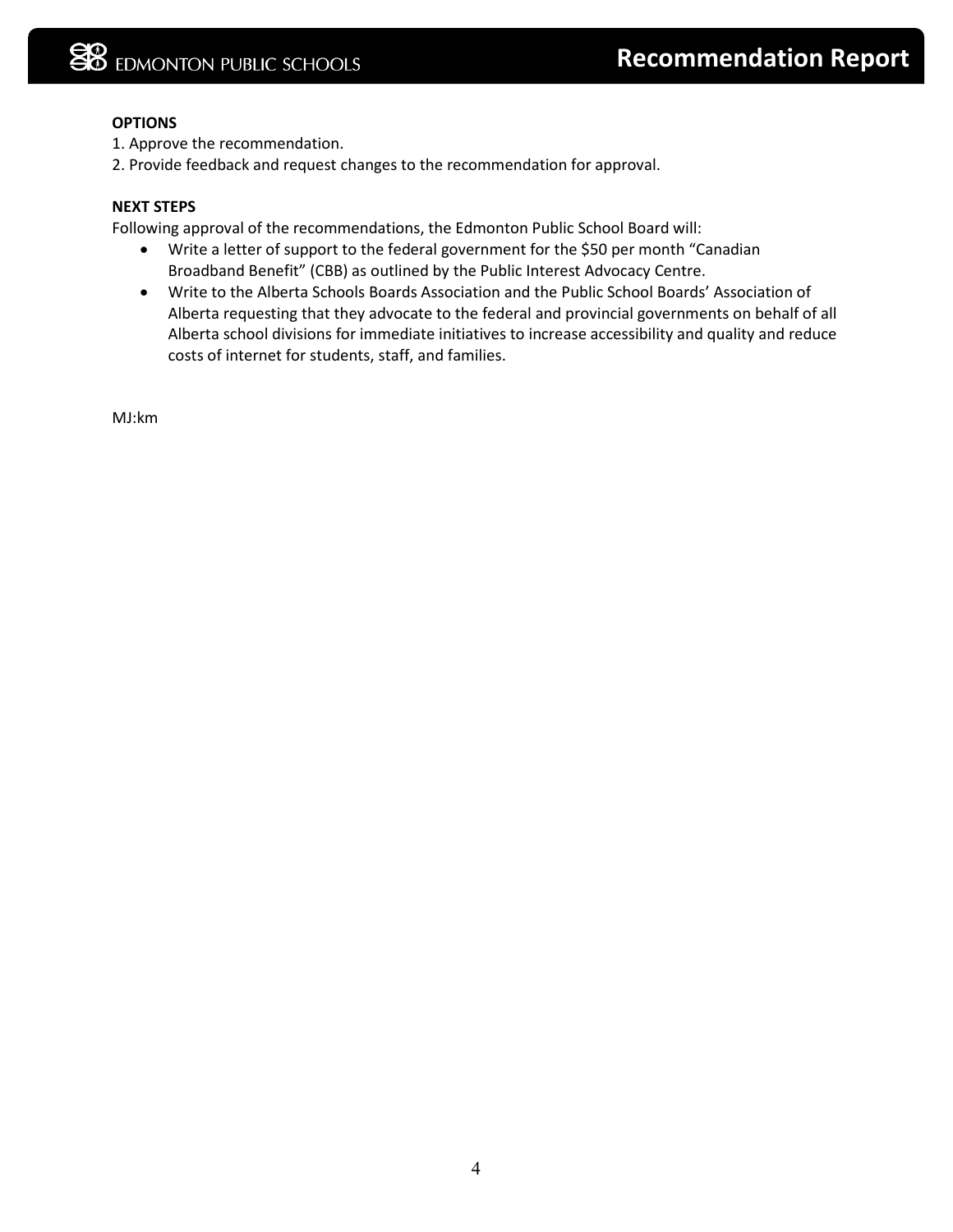**OPTIONS**

1. Approve the recommendation.
2. Provide feedback and request changes to the recommendation for approval.

**NEXT STEPS**

Following approval of the recommendations, the Edmonton Public School Board will:

- Write a letter of support to the federal government for the $50 per month "Canadian Broadband Benefit" (CBB) as outlined by the Public Interest Advocacy Centre.
- Write to the Alberta Schools Boards Association and the Public School Boards' Association of Alberta requesting that they advocate to the federal and provincial governments on behalf of all Alberta school divisions for immediate initiatives to increase accessibility and quality and reduce costs of internet for students, staff, and families.

MJ:km